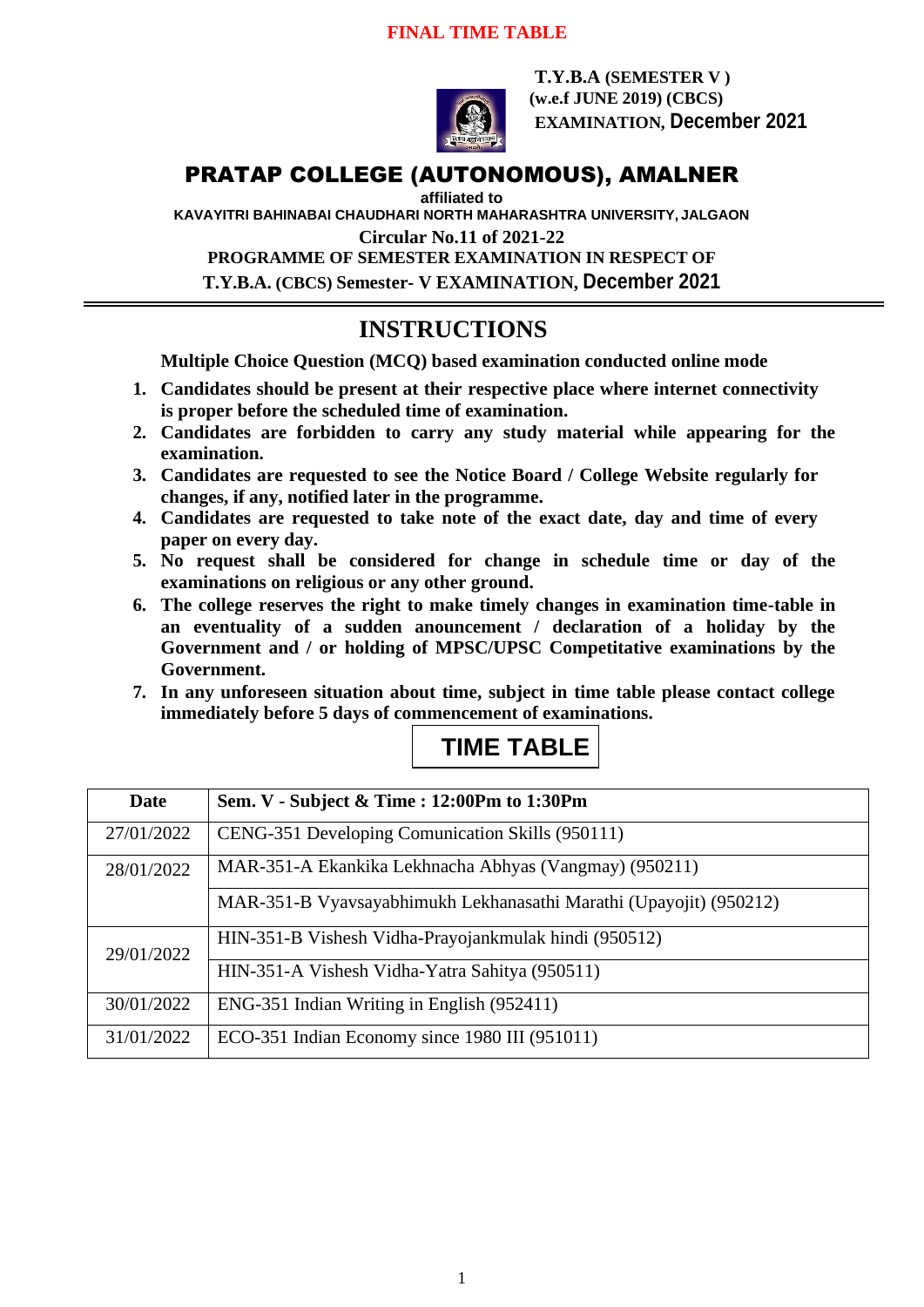**FINAL TIME TABLE**

**T.Y.B.A (SEMESTER V )**
**(w.e.f JUNE 2019) (CBCS)**
**EXAMINATION, December 2021**

# PRATAP COLLEGE (AUTONOMOUS), AMALNER

**affiliated to**

**KAVAYITRI BAHINABAI CHAUDHARI NORTH MAHARASHTRA UNIVERSITY, JALGAON**

**Circular No.11 of 2021-22**

**PROGRAMME OF SEMESTER EXAMINATION IN RESPECT OF**

**T.Y.B.A. (CBCS) Semester- V EXAMINATION, December 2021**

## INSTRUCTIONS

**Multiple Choice Question (MCQ) based examination conducted online mode**

1. **Candidates should be present at their respective place where internet connectivity is proper before the scheduled time of examination.**
2. **Candidates are forbidden to carry any study material while appearing for the examination.**
3. **Candidates are requested to see the Notice Board / College Website regularly for changes, if any, notified later in the programme.**
4. **Candidates are requested to take note of the exact date, day and time of every paper on every day.**
5. **No request shall be considered for change in schedule time or day of the examinations on religious or any other ground.**
6. **The college reserves the right to make timely changes in examination time-table in an eventuality of a sudden announcement / declaration of a holiday by the Government and / or holding of MPSC/UPSC Competitative examinations by the Government.**
7. **In any unforeseen situation about time, subject in time table please contact college immediately before 5 days of commencement of examinations.**

## TIME TABLE

| Date | Sem. V - Subject & Time : 12:00Pm to 1:30Pm |
|---|---|
| 27/01/2022 | CENG-351 Developing Comunication Skills (950111) |
| 28/01/2022 | MAR-351-A Ekankika Lekhnacha Abhyas (Vangmay) (950211) |
| | MAR-351-B Vyavsayabhimukh Lekhanasathi Marathi (Upayojit) (950212) |
| 29/01/2022 | HIN-351-B Vishesh Vidha-Prayojankmulak hindi (950512) |
| | HIN-351-A Vishesh Vidha-Yatra Sahitya (950511) |
| 30/01/2022 | ENG-351 Indian Writing in English (952411) |
| 31/01/2022 | ECO-351 Indian Economy since 1980 III (951011) |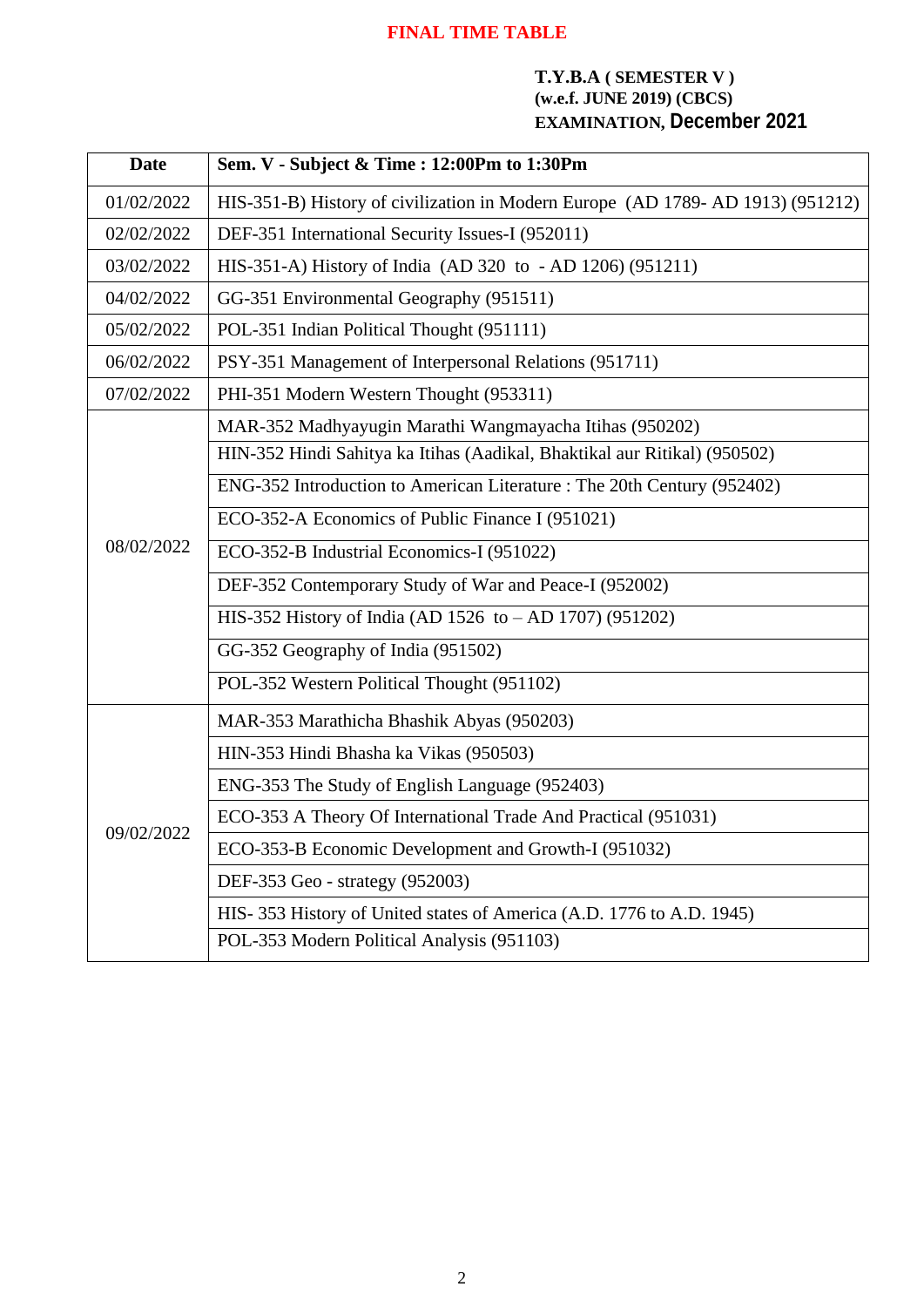**FINAL TIME TABLE**

**T.Y.B.A ( SEMESTER V )**
**(w.e.f. JUNE 2019) (CBCS)**
**EXAMINATION, December 2021**

| Date | Sem. V - Subject & Time : 12:00Pm to 1:30Pm |
|---|---|
| 01/02/2022 | HIS-351-B) History of civilization in Modern Europe (AD 1789- AD 1913) (951212) |
| 02/02/2022 | DEF-351 International Security Issues-I (952011) |
| 03/02/2022 | HIS-351-A) History of India (AD 320 to - AD 1206) (951211) |
| 04/02/2022 | GG-351 Environmental Geography (951511) |
| 05/02/2022 | POL-351 Indian Political Thought (951111) |
| 06/02/2022 | PSY-351 Management of Interpersonal Relations (951711) |
| 07/02/2022 | PHI-351 Modern Western Thought (953311) |
| 08/02/2022 | MAR-352 Madhyayugin Marathi Wangmayacha Itihas (950202) |
| | HIN-352 Hindi Sahitya ka Itihas (Aadikal, Bhaktikal aur Ritikal) (950502) |
| | ENG-352 Introduction to American Literature : The 20th Century (952402) |
| | ECO-352-A Economics of Public Finance I (951021) |
| | ECO-352-B Industrial Economics-I (951022) |
| | DEF-352 Contemporary Study of War and Peace-I (952002) |
| | HIS-352 History of India (AD 1526 to – AD 1707) (951202) |
| | GG-352 Geography of India (951502) |
| | POL-352 Western Political Thought (951102) |
| 09/02/2022 | MAR-353 Marathicha Bhashik Abyas (950203) |
| | HIN-353 Hindi Bhasha ka Vikas (950503) |
| | ENG-353 The Study of English Language (952403) |
| | ECO-353 A Theory Of International Trade And Practical (951031) |
| | ECO-353-B Economic Development and Growth-I (951032) |
| | DEF-353 Geo - strategy (952003) |
| | HIS- 353 History of United states of America (A.D. 1776 to A.D. 1945) |
| | POL-353 Modern Political Analysis (951103) |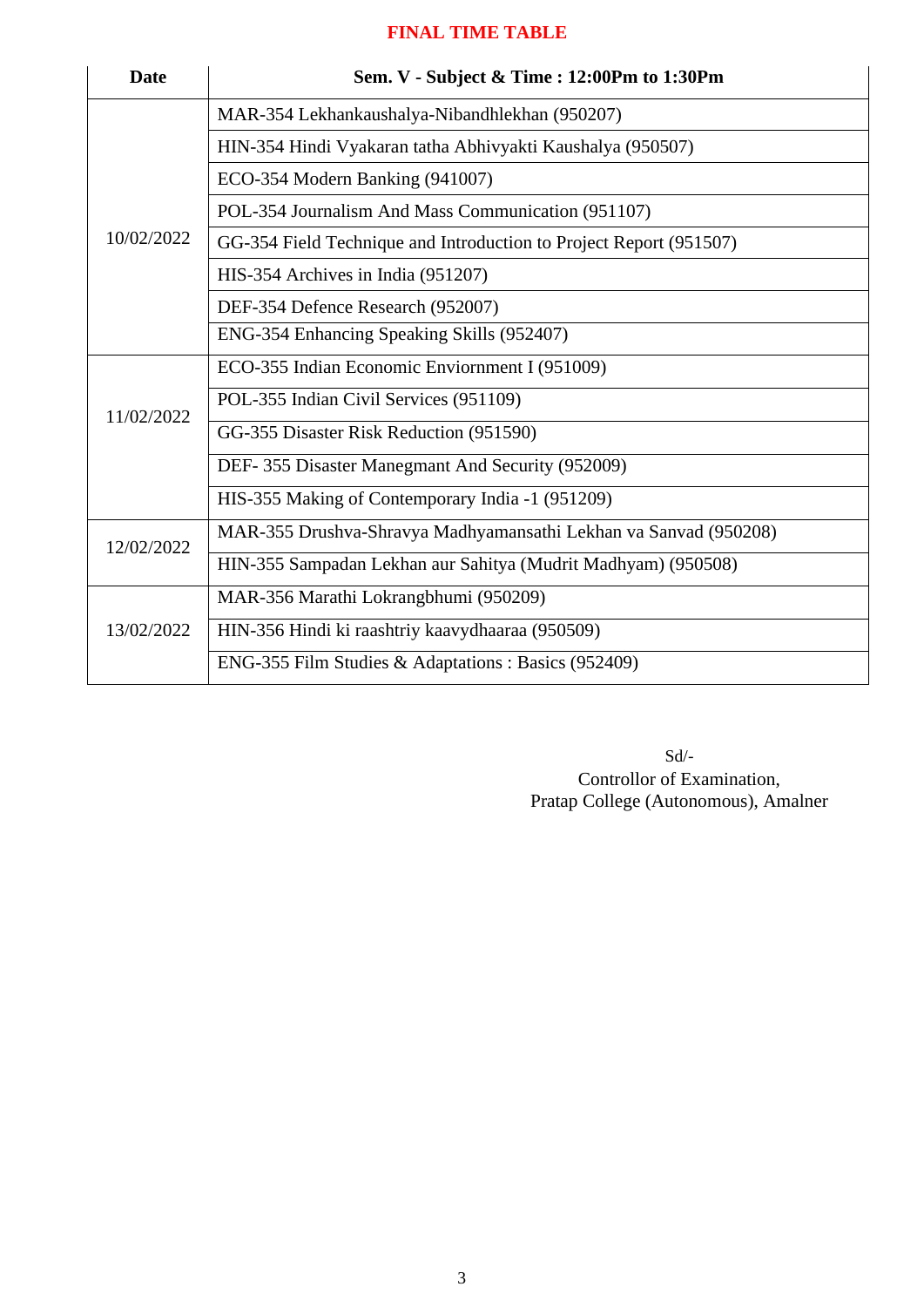**FINAL TIME TABLE**

| Date | Sem. V - Subject & Time : 12:00Pm to 1:30Pm |
|---|---|
| 10/02/2022 | MAR-354 Lekhankaushalya-Nibandhlekhan (950207) |
| | HIN-354 Hindi Vyakaran tatha Abhivyakti Kaushalya (950507) |
| | ECO-354 Modern Banking (941007) |
| | POL-354 Journalism And Mass Communication (951107) |
| | GG-354 Field Technique and Introduction to Project Report (951507) |
| | HIS-354 Archives in India (951207) |
| | DEF-354 Defence Research (952007) |
| | ENG-354 Enhancing Speaking Skills (952407) |
| 11/02/2022 | ECO-355 Indian Economic Enviornment I (951009) |
| | POL-355 Indian Civil Services (951109) |
| | GG-355 Disaster Risk Reduction (951590) |
| | DEF- 355 Disaster Manegmant And Security (952009) |
| | HIS-355 Making of Contemporary India -1 (951209) |
| 12/02/2022 | MAR-355 Drushva-Shravya Madhyamansathi Lekhan va Sanvad (950208) |
| | HIN-355 Sampadan Lekhan aur Sahitya (Mudrit Madhyam) (950508) |
| 13/02/2022 | MAR-356 Marathi Lokrangbhumi (950209) |
| | HIN-356 Hindi ki raashtriy kaavydhaaraa (950509) |
| | ENG-355 Film Studies & Adaptations : Basics (952409) |

Sd/-
Controllor of Examination,
Pratap College (Autonomous), Amalner